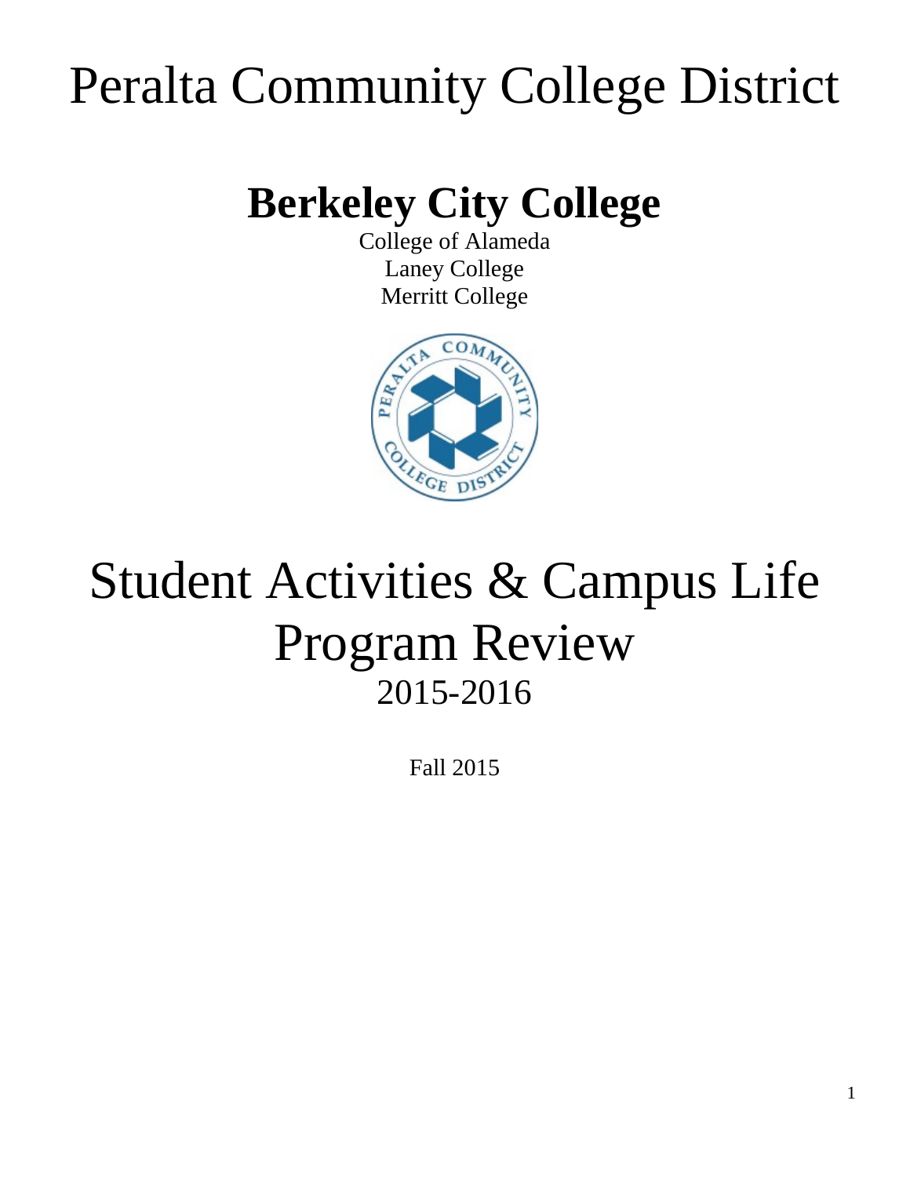# Peralta Community College District

## Berkeley City College

College of Alameda
Laney College
Merritt College

# Student Activities & Campus Life Program Review

2015-2016

Fall 2015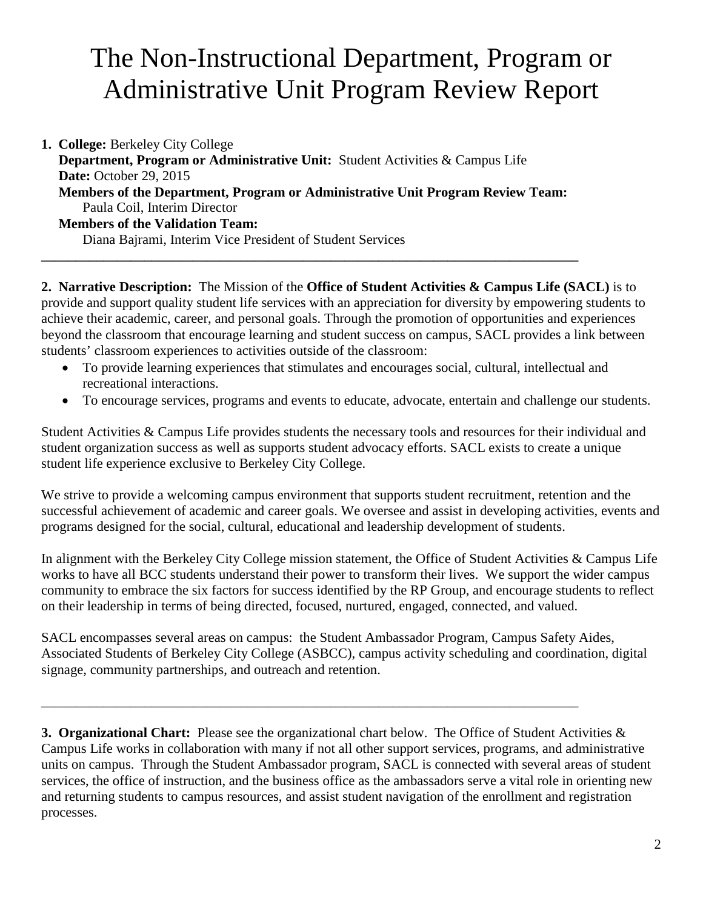# The Non-Instructional Department, Program or Administrative Unit Program Review Report

1. **College:** Berkeley City College
   **Department, Program or Administrative Unit:** Student Activities & Campus Life
   **Date:** October 29, 2015
   **Members of the Department, Program or Administrative Unit Program Review Team:**
   Paula Coil, Interim Director
   **Members of the Validation Team:**
   Diana Bajrami, Interim Vice President of Student Services

---

**2. Narrative Description:** The Mission of the **Office of Student Activities & Campus Life (SACL)** is to provide and support quality student life services with an appreciation for diversity by empowering students to achieve their academic, career, and personal goals. Through the promotion of opportunities and experiences beyond the classroom that encourage learning and student success on campus, SACL provides a link between students' classroom experiences to activities outside of the classroom:

- To provide learning experiences that stimulates and encourages social, cultural, intellectual and recreational interactions.
- To encourage services, programs and events to educate, advocate, entertain and challenge our students.

Student Activities & Campus Life provides students the necessary tools and resources for their individual and student organization success as well as supports student advocacy efforts. SACL exists to create a unique student life experience exclusive to Berkeley City College.

We strive to provide a welcoming campus environment that supports student recruitment, retention and the successful achievement of academic and career goals. We oversee and assist in developing activities, events and programs designed for the social, cultural, educational and leadership development of students.

In alignment with the Berkeley City College mission statement, the Office of Student Activities & Campus Life works to have all BCC students understand their power to transform their lives. We support the wider campus community to embrace the six factors for success identified by the RP Group, and encourage students to reflect on their leadership in terms of being directed, focused, nurtured, engaged, connected, and valued.

SACL encompasses several areas on campus: the Student Ambassador Program, Campus Safety Aides, Associated Students of Berkeley City College (ASBCC), campus activity scheduling and coordination, digital signage, community partnerships, and outreach and retention.

---

**3. Organizational Chart:** Please see the organizational chart below. The Office of Student Activities & Campus Life works in collaboration with many if not all other support services, programs, and administrative units on campus. Through the Student Ambassador program, SACL is connected with several areas of student services, the office of instruction, and the business office as the ambassadors serve a vital role in orienting new and returning students to campus resources, and assist student navigation of the enrollment and registration processes.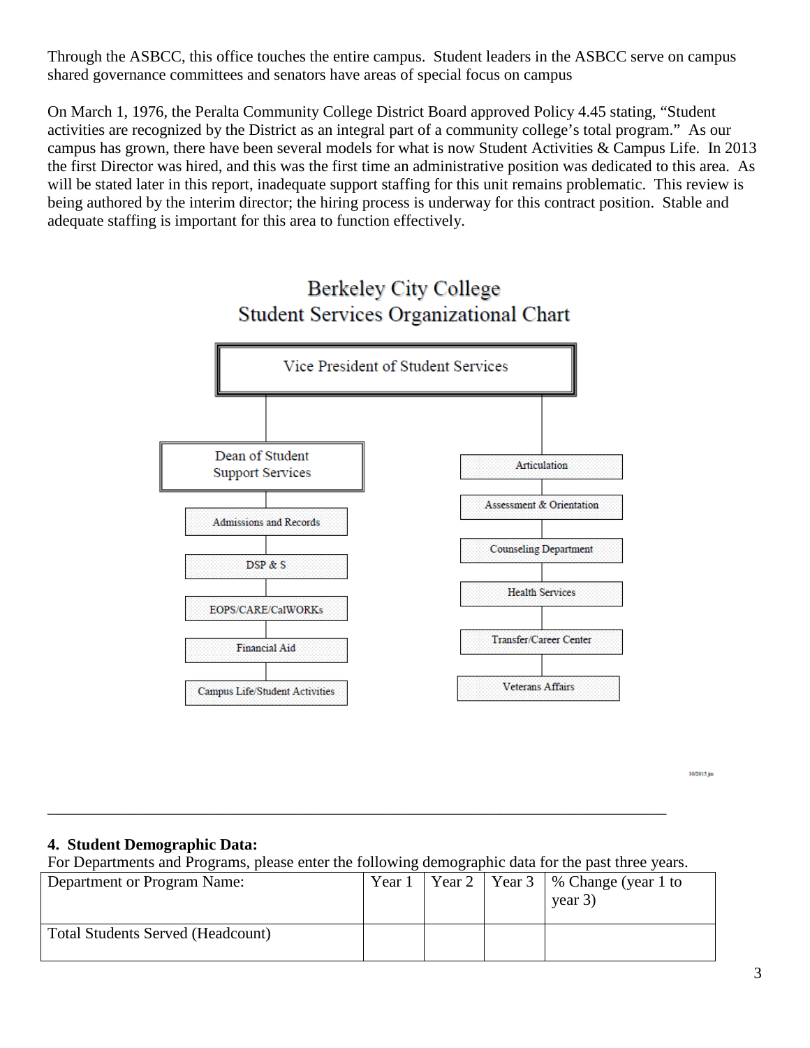Through the ASBCC, this office touches the entire campus. Student leaders in the ASBCC serve on campus shared governance committees and senators have areas of special focus on campus

On March 1, 1976, the Peralta Community College District Board approved Policy 4.45 stating, "Student activities are recognized by the District as an integral part of a community college's total program." As our campus has grown, there have been several models for what is now Student Activities & Campus Life. In 2013 the first Director was hired, and this was the first time an administrative position was dedicated to this area. As will be stated later in this report, inadequate support staffing for this unit remains problematic. This review is being authored by the interim director; the hiring process is underway for this contract position. Stable and adequate staffing is important for this area to function effectively.

## Berkeley City College Student Services Organizational Chart

- Vice President of Student Services
  - Dean of Student Support Services
    - Admissions and Records
    - DSP & S
    - EOPS/CARE/CalWORKs
    - Financial Aid
    - Campus Life/Student Activities
  - Articulation
  - Assessment & Orientation
  - Counseling Department
  - Health Services
  - Transfer/Career Center
  - Veterans Affairs

10/2015 jm

---

### 4. Student Demographic Data:

For Departments and Programs, please enter the following demographic data for the past three years.

| Department or Program Name: | Year 1 | Year 2 | Year 3 | % Change (year 1 to year 3) |
|---|---|---|---|---|
| Total Students Served (Headcount) | | | | |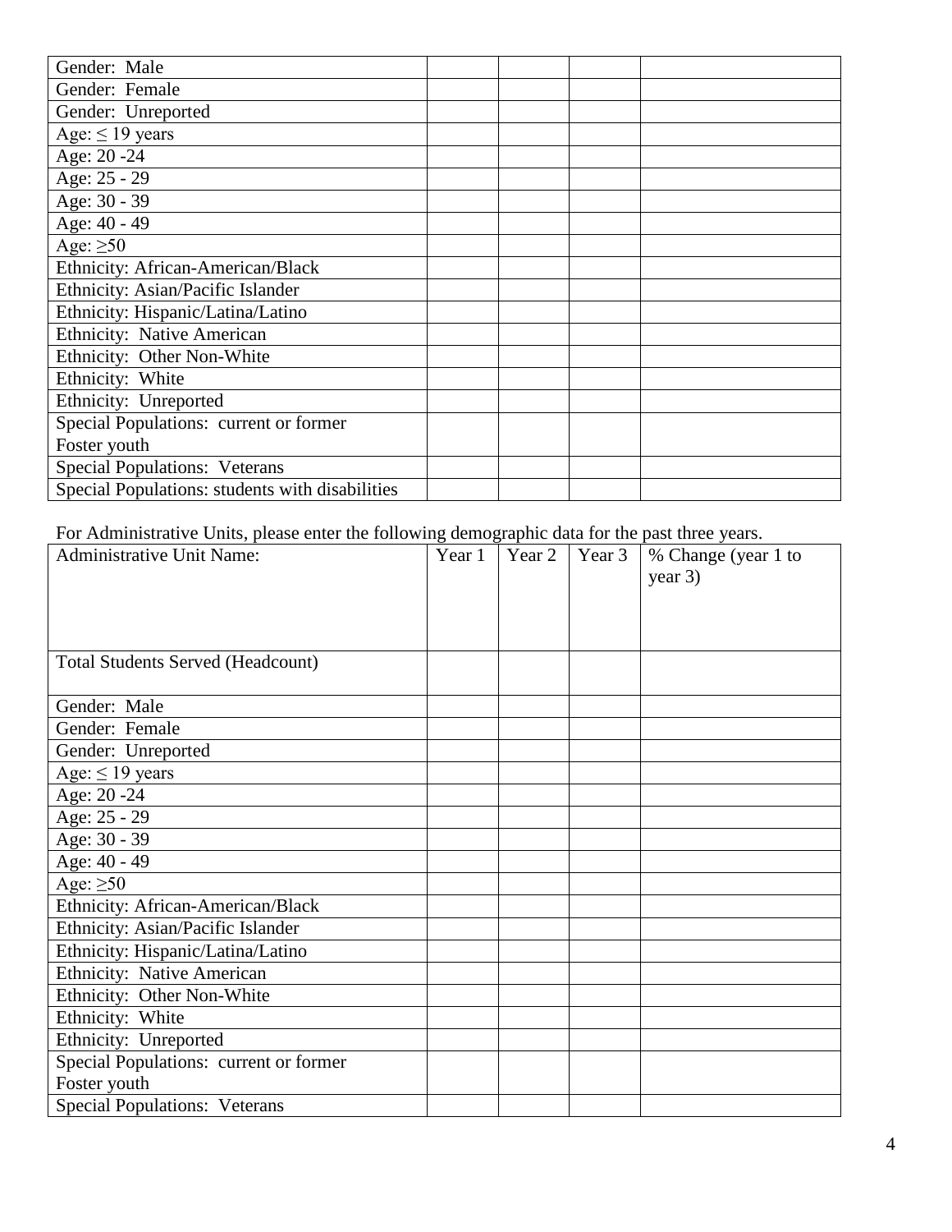| | | | | |
|---|---|---|---|---|
| Gender: Male | | | | |
| Gender: Female | | | | |
| Gender: Unreported | | | | |
| Age: ≤ 19 years | | | | |
| Age: 20 -24 | | | | |
| Age: 25 - 29 | | | | |
| Age: 30 - 39 | | | | |
| Age: 40 - 49 | | | | |
| Age: ≥50 | | | | |
| Ethnicity: African-American/Black | | | | |
| Ethnicity: Asian/Pacific Islander | | | | |
| Ethnicity: Hispanic/Latina/Latino | | | | |
| Ethnicity: Native American | | | | |
| Ethnicity: Other Non-White | | | | |
| Ethnicity: White | | | | |
| Ethnicity: Unreported | | | | |
| Special Populations: current or former Foster youth | | | | |
| Special Populations: Veterans | | | | |
| Special Populations: students with disabilities | | | | |

For Administrative Units, please enter the following demographic data for the past three years.

| Administrative Unit Name: | Year 1 | Year 2 | Year 3 | % Change (year 1 to year 3) |
|---|---|---|---|---|
| Total Students Served (Headcount) | | | | |
| Gender: Male | | | | |
| Gender: Female | | | | |
| Gender: Unreported | | | | |
| Age: ≤ 19 years | | | | |
| Age: 20 -24 | | | | |
| Age: 25 - 29 | | | | |
| Age: 30 - 39 | | | | |
| Age: 40 - 49 | | | | |
| Age: ≥50 | | | | |
| Ethnicity: African-American/Black | | | | |
| Ethnicity: Asian/Pacific Islander | | | | |
| Ethnicity: Hispanic/Latina/Latino | | | | |
| Ethnicity: Native American | | | | |
| Ethnicity: Other Non-White | | | | |
| Ethnicity: White | | | | |
| Ethnicity: Unreported | | | | |
| Special Populations: current or former Foster youth | | | | |
| Special Populations: Veterans | | | | |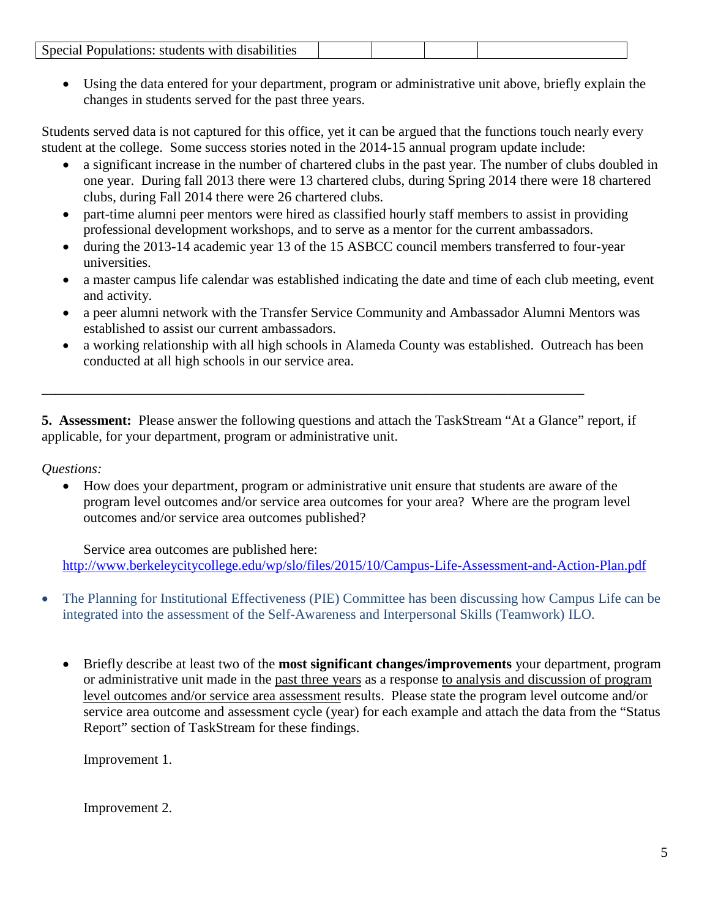| Special Populations: students with disabilities | | | | |
|---|---|---|---|---|

- Using the data entered for your department, program or administrative unit above, briefly explain the changes in students served for the past three years.

Students served data is not captured for this office, yet it can be argued that the functions touch nearly every student at the college. Some success stories noted in the 2014-15 annual program update include:

- a significant increase in the number of chartered clubs in the past year. The number of clubs doubled in one year. During fall 2013 there were 13 chartered clubs, during Spring 2014 there were 18 chartered clubs, during Fall 2014 there were 26 chartered clubs.
- part-time alumni peer mentors were hired as classified hourly staff members to assist in providing professional development workshops, and to serve as a mentor for the current ambassadors.
- during the 2013-14 academic year 13 of the 15 ASBCC council members transferred to four-year universities.
- a master campus life calendar was established indicating the date and time of each club meeting, event and activity.
- a peer alumni network with the Transfer Service Community and Ambassador Alumni Mentors was established to assist our current ambassadors.
- a working relationship with all high schools in Alameda County was established. Outreach has been conducted at all high schools in our service area.

---

**5. Assessment:** Please answer the following questions and attach the TaskStream "At a Glance" report, if applicable, for your department, program or administrative unit.

*Questions:*

- How does your department, program or administrative unit ensure that students are aware of the program level outcomes and/or service area outcomes for your area? Where are the program level outcomes and/or service area outcomes published?

  Service area outcomes are published here:
  http://www.berkeleycitycollege.edu/wp/slo/files/2015/10/Campus-Life-Assessment-and-Action-Plan.pdf

- The Planning for Institutional Effectiveness (PIE) Committee has been discussing how Campus Life can be integrated into the assessment of the Self-Awareness and Interpersonal Skills (Teamwork) ILO.

- Briefly describe at least two of the **most significant changes/improvements** your department, program or administrative unit made in the past three years as a response to analysis and discussion of program level outcomes and/or service area assessment results. Please state the program level outcome and/or service area outcome and assessment cycle (year) for each example and attach the data from the "Status Report" section of TaskStream for these findings.

  Improvement 1.

  Improvement 2.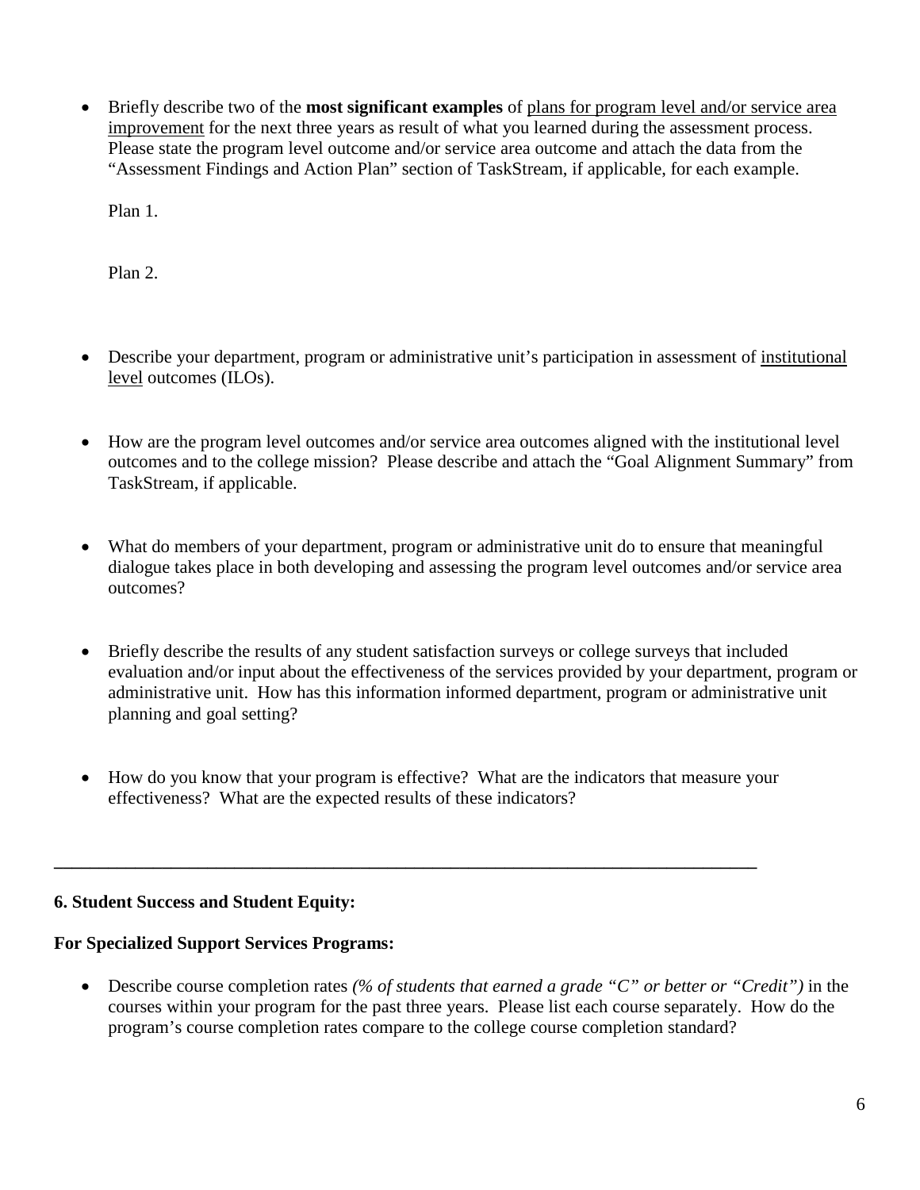- Briefly describe two of the **most significant examples** of plans for program level and/or service area improvement for the next three years as result of what you learned during the assessment process. Please state the program level outcome and/or service area outcome and attach the data from the "Assessment Findings and Action Plan" section of TaskStream, if applicable, for each example.

  Plan 1.

  Plan 2.

- Describe your department, program or administrative unit's participation in assessment of institutional level outcomes (ILOs).

- How are the program level outcomes and/or service area outcomes aligned with the institutional level outcomes and to the college mission? Please describe and attach the "Goal Alignment Summary" from TaskStream, if applicable.

- What do members of your department, program or administrative unit do to ensure that meaningful dialogue takes place in both developing and assessing the program level outcomes and/or service area outcomes?

- Briefly describe the results of any student satisfaction surveys or college surveys that included evaluation and/or input about the effectiveness of the services provided by your department, program or administrative unit. How has this information informed department, program or administrative unit planning and goal setting?

- How do you know that your program is effective? What are the indicators that measure your effectiveness? What are the expected results of these indicators?

---

**6. Student Success and Student Equity:**

**For Specialized Support Services Programs:**

- Describe course completion rates *(% of students that earned a grade "C" or better or "Credit")* in the courses within your program for the past three years. Please list each course separately. How do the program's course completion rates compare to the college course completion standard?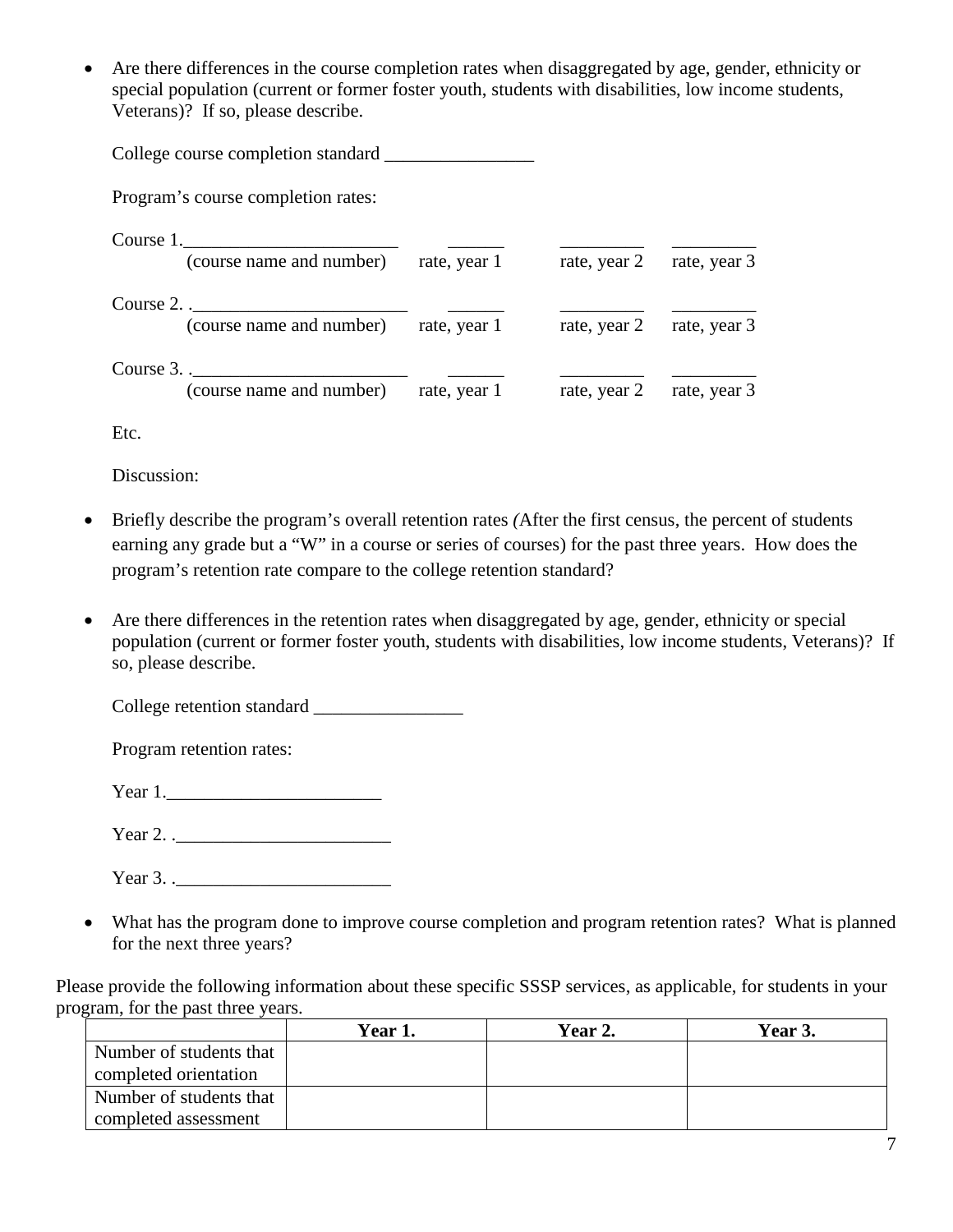- Are there differences in the course completion rates when disaggregated by age, gender, ethnicity or special population (current or former foster youth, students with disabilities, low income students, Veterans)? If so, please describe.

  College course completion standard ________________

  Program's course completion rates:

  Course 1.________________________ ______ _________ _________
  (course name and number) rate, year 1 rate, year 2 rate, year 3

  Course 2. .________________________ ______ _________ _________
  (course name and number) rate, year 1 rate, year 2 rate, year 3

  Course 3. .________________________ ______ _________ _________
  (course name and number) rate, year 1 rate, year 2 rate, year 3

  Etc.

  Discussion:

- Briefly describe the program's overall retention rates (After the first census, the percent of students earning any grade but a "W" in a course or series of courses) for the past three years. How does the program's retention rate compare to the college retention standard?

- Are there differences in the retention rates when disaggregated by age, gender, ethnicity or special population (current or former foster youth, students with disabilities, low income students, Veterans)? If so, please describe.

  College retention standard ________________

  Program retention rates:

  Year 1.________________________

  Year 2. .________________________

  Year 3. .________________________

- What has the program done to improve course completion and program retention rates? What is planned for the next three years?

Please provide the following information about these specific SSSP services, as applicable, for students in your program, for the past three years.

| | **Year 1.** | **Year 2.** | **Year 3.** |
|---|---|---|---|
| Number of students that completed orientation | | | |
| Number of students that completed assessment | | | |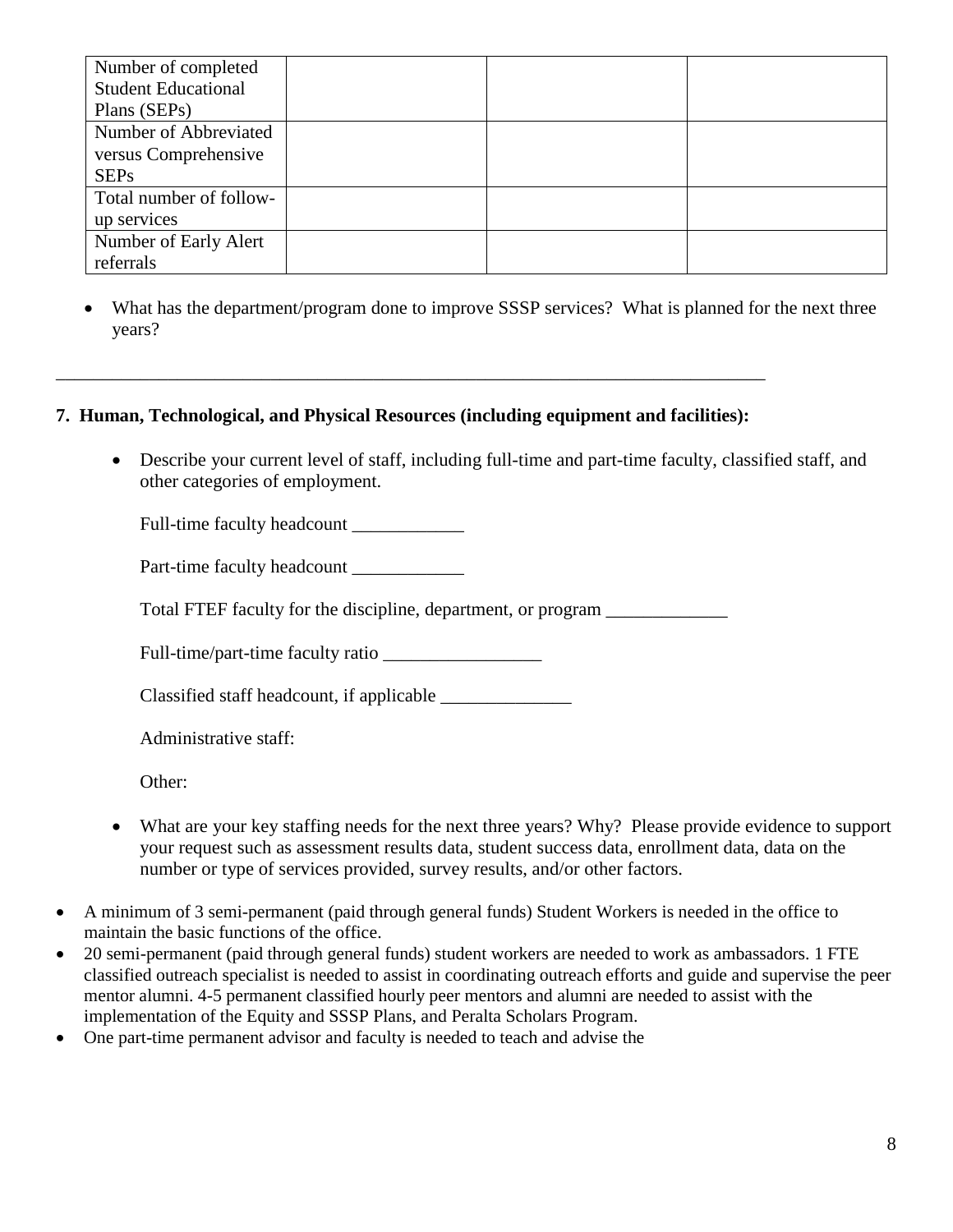| Number of completed Student Educational Plans (SEPs) | | | |
|---|---|---|---|
| Number of Abbreviated versus Comprehensive SEPs | | | |
| Total number of follow-up services | | | |
| Number of Early Alert referrals | | | |

- What has the department/program done to improve SSSP services? What is planned for the next three years?

---

**7. Human, Technological, and Physical Resources (including equipment and facilities):**

- Describe your current level of staff, including full-time and part-time faculty, classified staff, and other categories of employment.

  Full-time faculty headcount ____________

  Part-time faculty headcount ____________

  Total FTEF faculty for the discipline, department, or program _____________

  Full-time/part-time faculty ratio _________________

  Classified staff headcount, if applicable ______________

  Administrative staff:

  Other:

- What are your key staffing needs for the next three years? Why? Please provide evidence to support your request such as assessment results data, student success data, enrollment data, data on the number or type of services provided, survey results, and/or other factors.

- A minimum of 3 semi-permanent (paid through general funds) Student Workers is needed in the office to maintain the basic functions of the office.
- 20 semi-permanent (paid through general funds) student workers are needed to work as ambassadors. 1 FTE classified outreach specialist is needed to assist in coordinating outreach efforts and guide and supervise the peer mentor alumni. 4-5 permanent classified hourly peer mentors and alumni are needed to assist with the implementation of the Equity and SSSP Plans, and Peralta Scholars Program.
- One part-time permanent advisor and faculty is needed to teach and advise the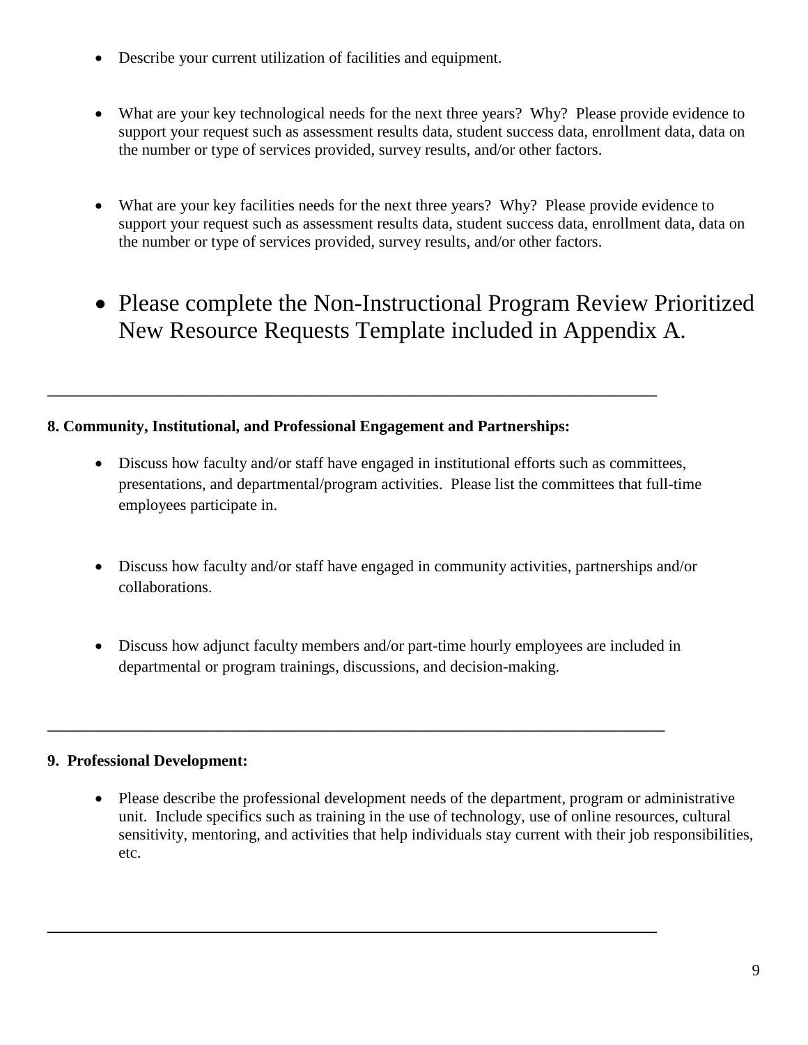- Describe your current utilization of facilities and equipment.

- What are your key technological needs for the next three years? Why? Please provide evidence to support your request such as assessment results data, student success data, enrollment data, data on the number or type of services provided, survey results, and/or other factors.

- What are your key facilities needs for the next three years? Why? Please provide evidence to support your request such as assessment results data, student success data, enrollment data, data on the number or type of services provided, survey results, and/or other factors.

- Please complete the Non-Instructional Program Review Prioritized New Resource Requests Template included in Appendix A.

---

**8. Community, Institutional, and Professional Engagement and Partnerships:**

- Discuss how faculty and/or staff have engaged in institutional efforts such as committees, presentations, and departmental/program activities. Please list the committees that full-time employees participate in.

- Discuss how faculty and/or staff have engaged in community activities, partnerships and/or collaborations.

- Discuss how adjunct faculty members and/or part-time hourly employees are included in departmental or program trainings, discussions, and decision-making.

---

**9. Professional Development:**

- Please describe the professional development needs of the department, program or administrative unit. Include specifics such as training in the use of technology, use of online resources, cultural sensitivity, mentoring, and activities that help individuals stay current with their job responsibilities, etc.

---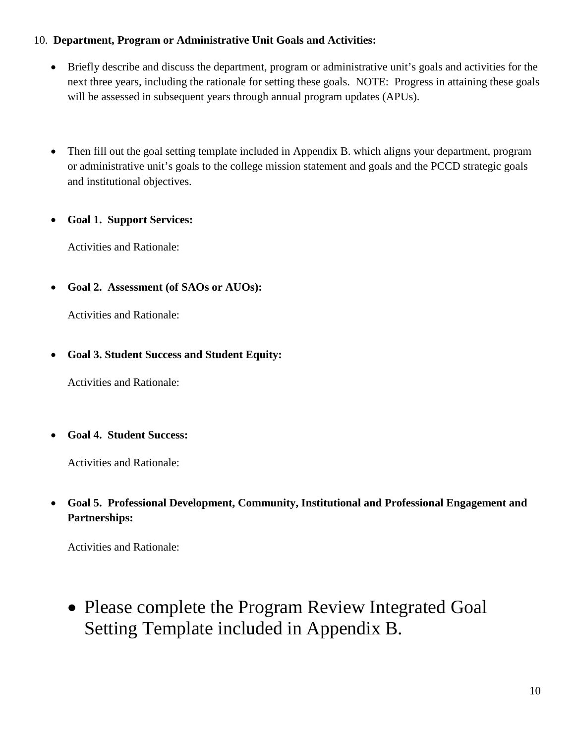10. **Department, Program or Administrative Unit Goals and Activities:**

- Briefly describe and discuss the department, program or administrative unit's goals and activities for the next three years, including the rationale for setting these goals. NOTE: Progress in attaining these goals will be assessed in subsequent years through annual program updates (APUs).

- Then fill out the goal setting template included in Appendix B. which aligns your department, program or administrative unit's goals to the college mission statement and goals and the PCCD strategic goals and institutional objectives.

- **Goal 1. Support Services:**

  Activities and Rationale:

- **Goal 2. Assessment (of SAOs or AUOs):**

  Activities and Rationale:

- **Goal 3. Student Success and Student Equity:**

  Activities and Rationale:

- **Goal 4. Student Success:**

  Activities and Rationale:

- **Goal 5. Professional Development, Community, Institutional and Professional Engagement and Partnerships:**

  Activities and Rationale:

- Please complete the Program Review Integrated Goal Setting Template included in Appendix B.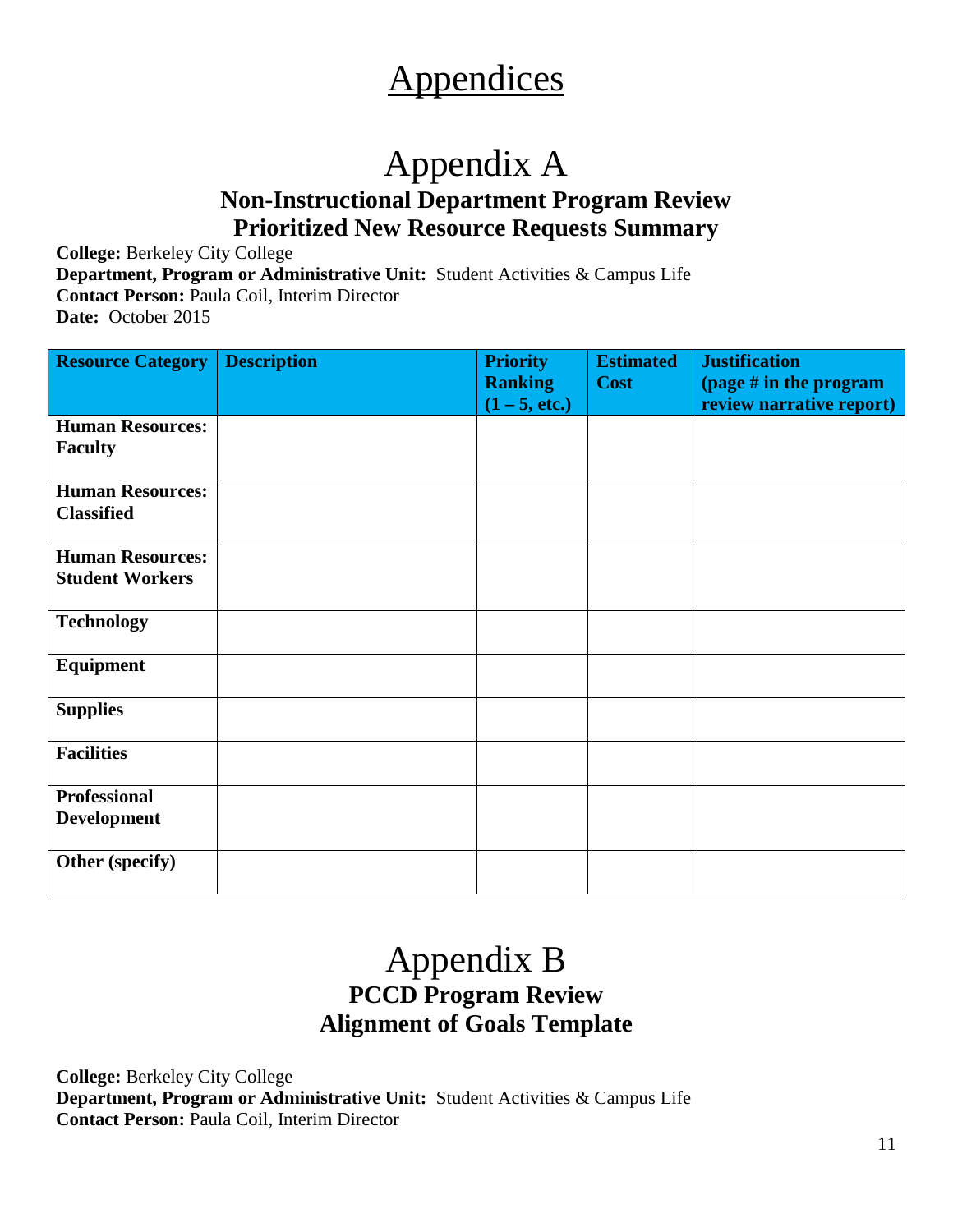# Appendices

## Appendix A

### Non-Instructional Department Program Review
### Prioritized New Resource Requests Summary

**College:** Berkeley City College
**Department, Program or Administrative Unit:** Student Activities & Campus Life
**Contact Person:** Paula Coil, Interim Director
**Date:** October 2015

| Resource Category | Description | Priority Ranking (1 – 5, etc.) | Estimated Cost | Justification (page # in the program review narrative report) |
|---|---|---|---|---|
| **Human Resources: Faculty** | | | | |
| **Human Resources: Classified** | | | | |
| **Human Resources: Student Workers** | | | | |
| **Technology** | | | | |
| **Equipment** | | | | |
| **Supplies** | | | | |
| **Facilities** | | | | |
| **Professional Development** | | | | |
| **Other (specify)** | | | | |

## Appendix B

### PCCD Program Review
### Alignment of Goals Template

**College:** Berkeley City College
**Department, Program or Administrative Unit:** Student Activities & Campus Life
**Contact Person:** Paula Coil, Interim Director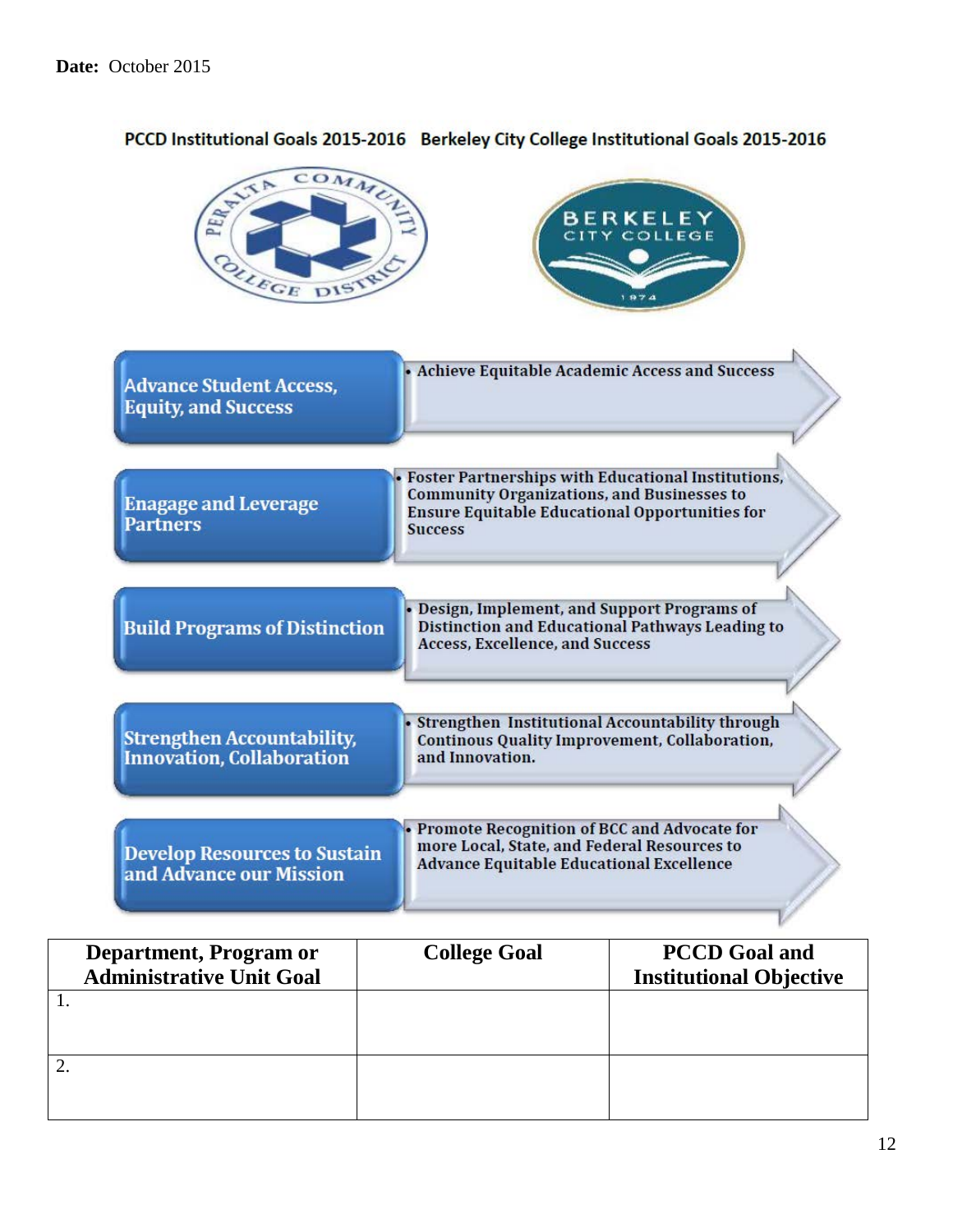**Date:** October 2015

PCCD Institutional Goals 2015-2016 Berkeley City College Institutional Goals 2015-2016

| PCCD Institutional Goals 2015-2016 | Berkeley City College Institutional Goals 2015-2016 |
|---|---|
| Advance Student Access, Equity, and Success | • Achieve Equitable Academic Access and Success |
| Enagage and Leverage Partners | • Foster Partnerships with Educational Institutions, Community Organizations, and Businesses to Ensure Equitable Educational Opportunities for Success |
| Build Programs of Distinction | • Design, Implement, and Support Programs of Distinction and Educational Pathways Leading to Access, Excellence, and Success |
| Strengthen Accountability, Innovation, Collaboration | • Strengthen Institutional Accountability through Continous Quality Improvement, Collaboration, and Innovation. |
| Develop Resources to Sustain and Advance our Mission | • Promote Recognition of BCC and Advocate for more Local, State, and Federal Resources to Advance Equitable Educational Excellence |

| Department, Program or Administrative Unit Goal | College Goal | PCCD Goal and Institutional Objective |
|---|---|---|
| 1. | | |
| 2. | | |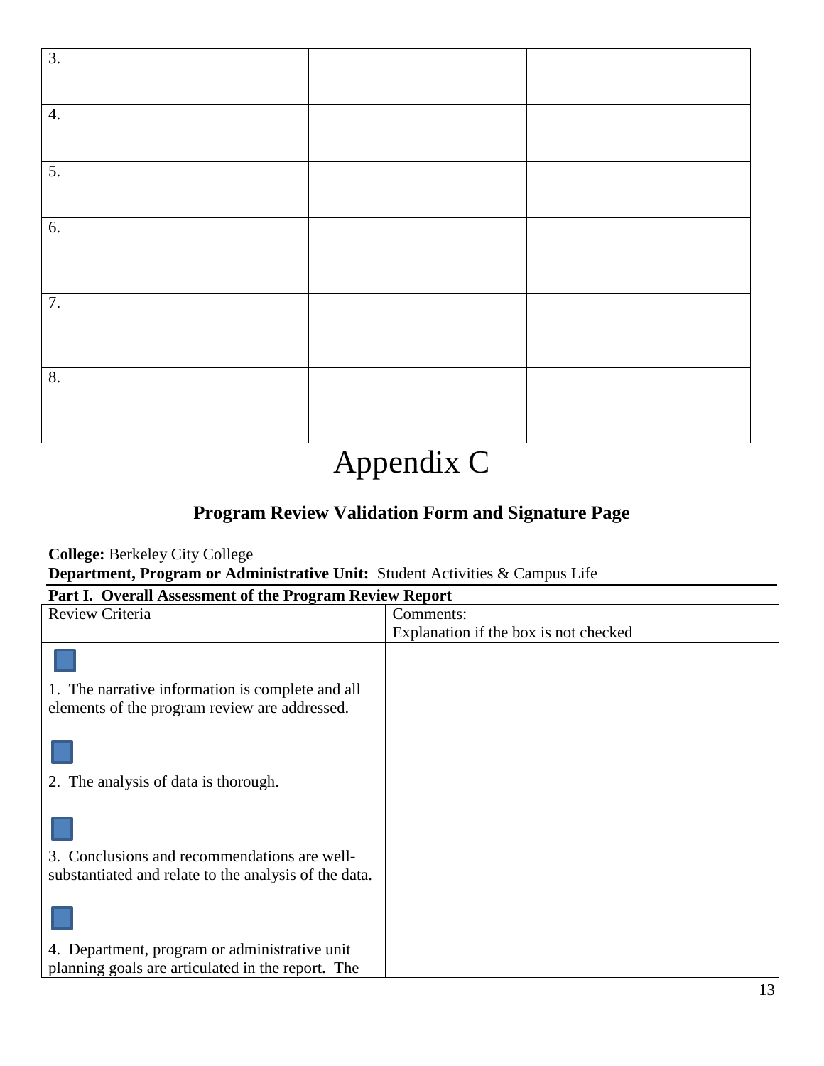| | | |
|---|---|---|
| 3. | | |
| 4. | | |
| 5. | | |
| 6. | | |
| 7. | | |
| 8. | | |

# Appendix C

## Program Review Validation Form and Signature Page

**College:** Berkeley City College
**Department, Program or Administrative Unit:** Student Activities & Campus Life

**Part I. Overall Assessment of the Program Review Report**

| Review Criteria | Comments: Explanation if the box is not checked |
|---|---|
| ☐ 1. The narrative information is complete and all elements of the program review are addressed. ☐ 2. The analysis of data is thorough. ☐ 3. Conclusions and recommendations are well-substantiated and relate to the analysis of the data. ☐ 4. Department, program or administrative unit planning goals are articulated in the report. The | |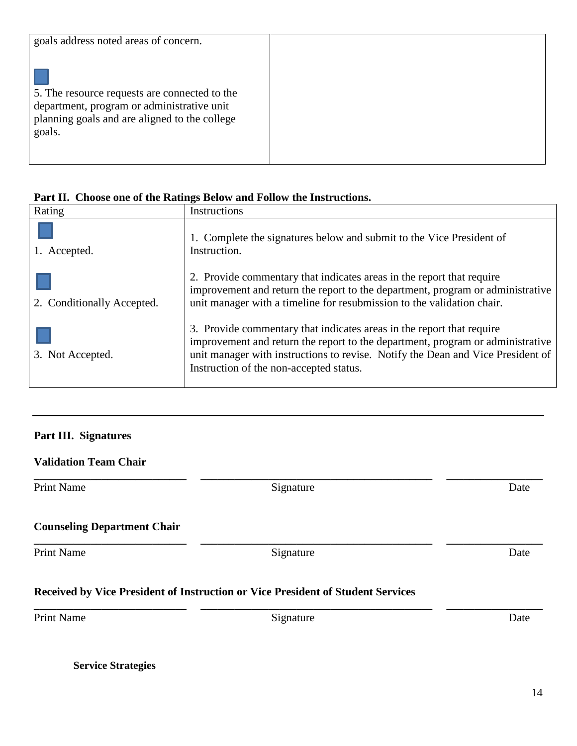| goals address noted areas of concern.<br><br>☐<br>5. The resource requests are connected to the department, program or administrative unit planning goals and are aligned to the college goals. | |
|---|---|

**Part II. Choose one of the Ratings Below and Follow the Instructions.**

| Rating | Instructions |
|---|---|
| ☐<br>1. Accepted. | 1. Complete the signatures below and submit to the Vice President of Instruction. |
| ☐<br>2. Conditionally Accepted. | 2. Provide commentary that indicates areas in the report that require improvement and return the report to the department, program or administrative unit manager with a timeline for resubmission to the validation chair. |
| ☐<br>3. Not Accepted. | 3. Provide commentary that indicates areas in the report that require improvement and return the report to the department, program or administrative unit manager with instructions to revise. Notify the Dean and Vice President of Instruction of the non-accepted status. |

---

**Part III. Signatures**

**Validation Team Chair**

\_\_\_\_\_\_\_\_\_\_\_\_\_\_\_\_\_\_\_\_\_\_\_\_ \_\_\_\_\_\_\_\_\_\_\_\_\_\_\_\_\_\_\_\_\_\_\_\_\_\_\_\_\_\_\_\_\_\_\_\_ \_\_\_\_\_\_\_\_\_\_\_\_\_\_\_

Print Name                    Signature                    Date

**Counseling Department Chair**

\_\_\_\_\_\_\_\_\_\_\_\_\_\_\_\_\_\_\_\_\_\_\_\_ \_\_\_\_\_\_\_\_\_\_\_\_\_\_\_\_\_\_\_\_\_\_\_\_\_\_\_\_\_\_\_\_\_\_\_\_ \_\_\_\_\_\_\_\_\_\_\_\_\_\_\_

Print Name                    Signature                    Date

**Received by Vice President of Instruction or Vice President of Student Services**

\_\_\_\_\_\_\_\_\_\_\_\_\_\_\_\_\_\_\_\_\_\_\_\_ \_\_\_\_\_\_\_\_\_\_\_\_\_\_\_\_\_\_\_\_\_\_\_\_\_\_\_\_\_\_\_\_\_\_\_\_ \_\_\_\_\_\_\_\_\_\_\_\_\_\_\_

Print Name                    Signature                    Date

**Service Strategies**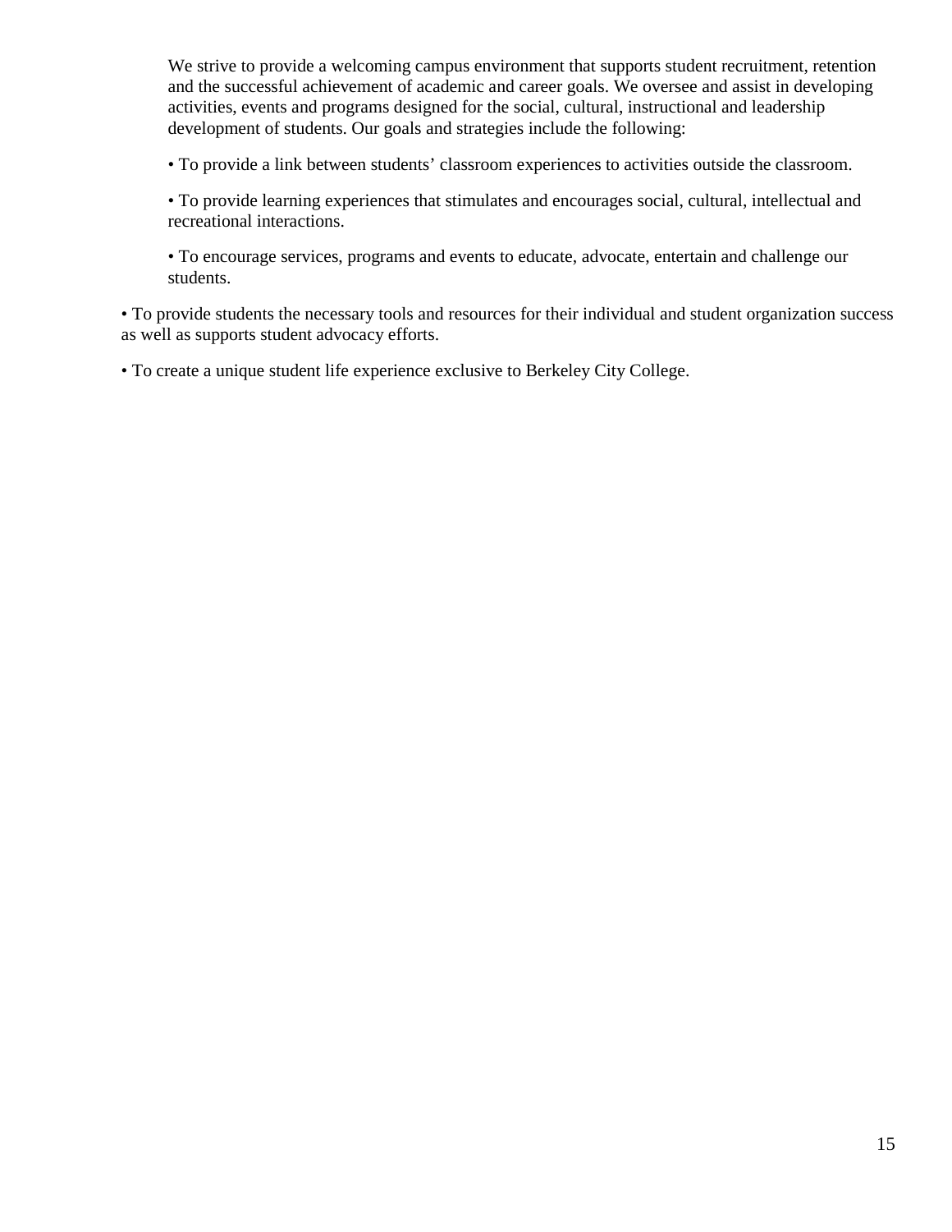We strive to provide a welcoming campus environment that supports student recruitment, retention and the successful achievement of academic and career goals. We oversee and assist in developing activities, events and programs designed for the social, cultural, instructional and leadership development of students. Our goals and strategies include the following:

- To provide a link between students' classroom experiences to activities outside the classroom.
- To provide learning experiences that stimulates and encourages social, cultural, intellectual and recreational interactions.
- To encourage services, programs and events to educate, advocate, entertain and challenge our students.
- To provide students the necessary tools and resources for their individual and student organization success as well as supports student advocacy efforts.
- To create a unique student life experience exclusive to Berkeley City College.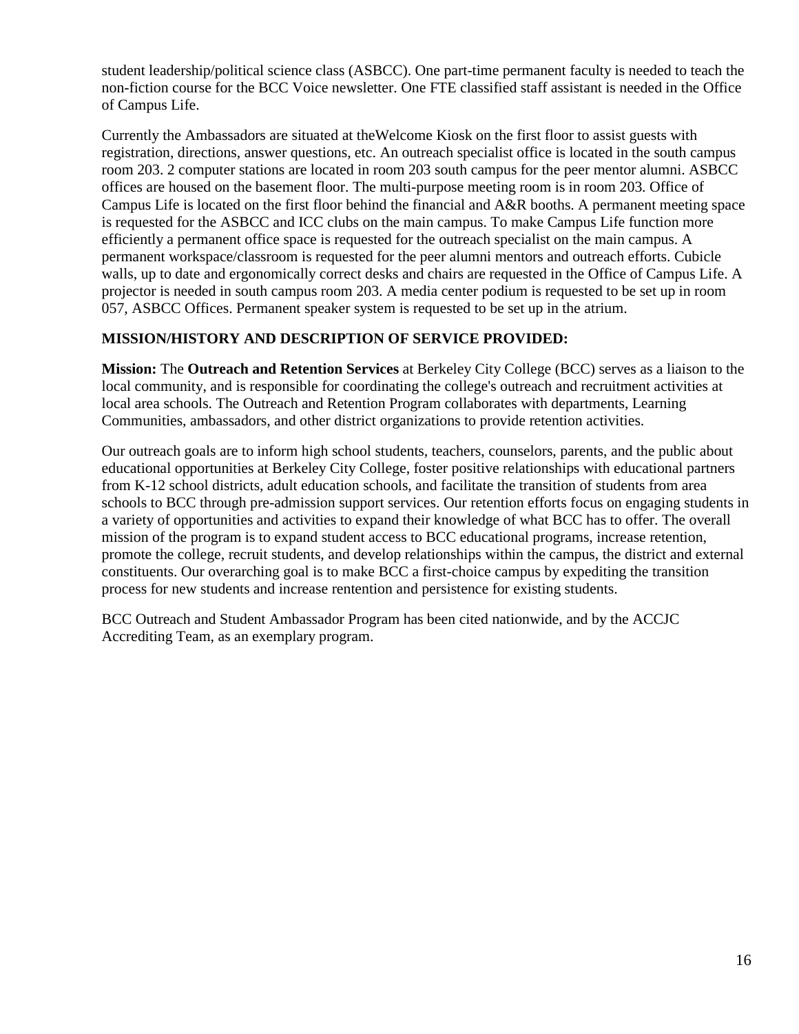student leadership/political science class (ASBCC). One part-time permanent faculty is needed to teach the non-fiction course for the BCC Voice newsletter. One FTE classified staff assistant is needed in the Office of Campus Life.

Currently the Ambassadors are situated at theWelcome Kiosk on the first floor to assist guests with registration, directions, answer questions, etc. An outreach specialist office is located in the south campus room 203. 2 computer stations are located in room 203 south campus for the peer mentor alumni. ASBCC offices are housed on the basement floor. The multi-purpose meeting room is in room 203. Office of Campus Life is located on the first floor behind the financial and A&R booths. A permanent meeting space is requested for the ASBCC and ICC clubs on the main campus. To make Campus Life function more efficiently a permanent office space is requested for the outreach specialist on the main campus. A permanent workspace/classroom is requested for the peer alumni mentors and outreach efforts. Cubicle walls, up to date and ergonomically correct desks and chairs are requested in the Office of Campus Life. A projector is needed in south campus room 203. A media center podium is requested to be set up in room 057, ASBCC Offices. Permanent speaker system is requested to be set up in the atrium.

**MISSION/HISTORY AND DESCRIPTION OF SERVICE PROVIDED:**

**Mission:** The **Outreach and Retention Services** at Berkeley City College (BCC) serves as a liaison to the local community, and is responsible for coordinating the college's outreach and recruitment activities at local area schools. The Outreach and Retention Program collaborates with departments, Learning Communities, ambassadors, and other district organizations to provide retention activities.

Our outreach goals are to inform high school students, teachers, counselors, parents, and the public about educational opportunities at Berkeley City College, foster positive relationships with educational partners from K-12 school districts, adult education schools, and facilitate the transition of students from area schools to BCC through pre-admission support services. Our retention efforts focus on engaging students in a variety of opportunities and activities to expand their knowledge of what BCC has to offer. The overall mission of the program is to expand student access to BCC educational programs, increase retention, promote the college, recruit students, and develop relationships within the campus, the district and external constituents. Our overarching goal is to make BCC a first-choice campus by expediting the transition process for new students and increase rentention and persistence for existing students.

BCC Outreach and Student Ambassador Program has been cited nationwide, and by the ACCJC Accrediting Team, as an exemplary program.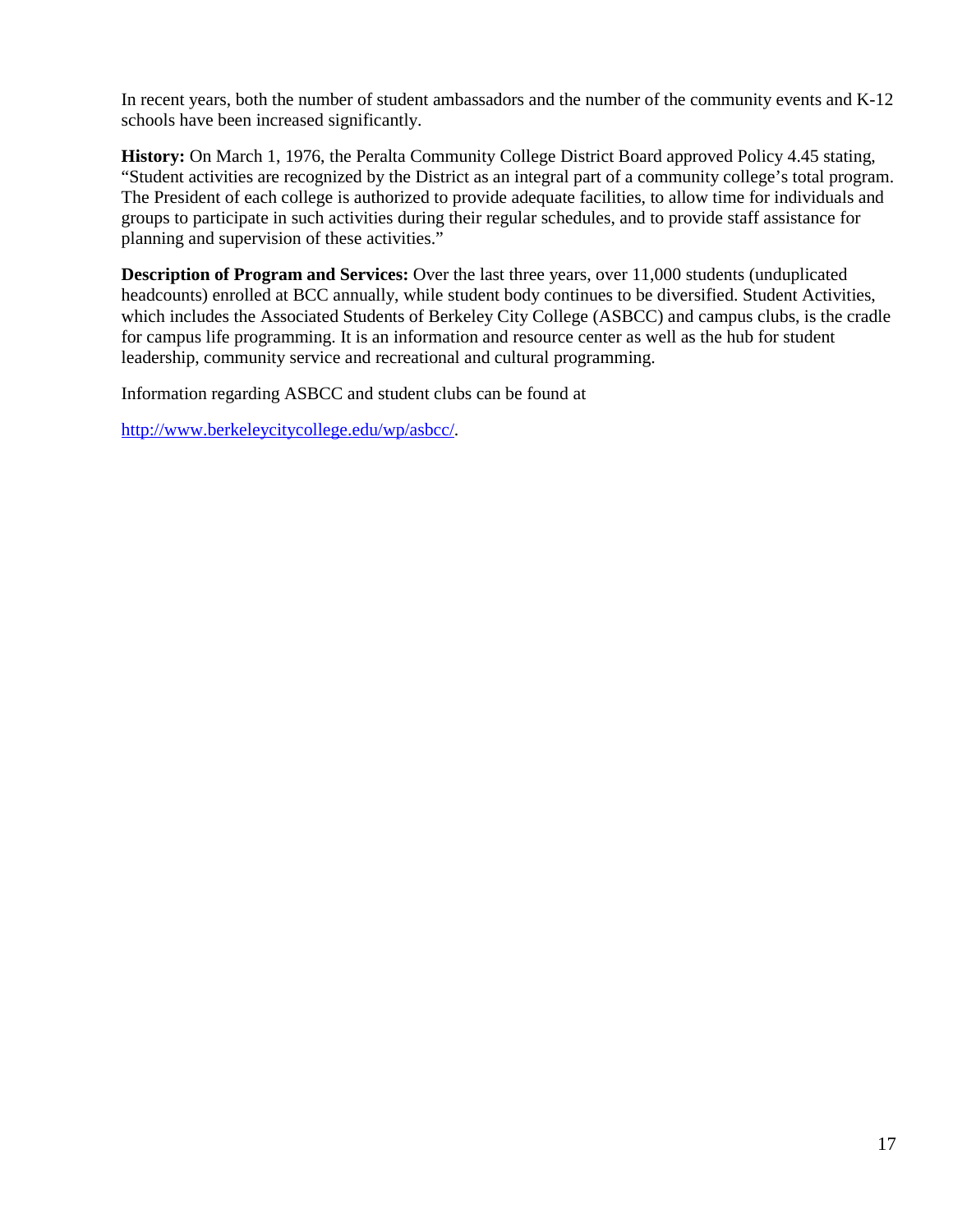In recent years, both the number of student ambassadors and the number of the community events and K-12 schools have been increased significantly.

**History:** On March 1, 1976, the Peralta Community College District Board approved Policy 4.45 stating, "Student activities are recognized by the District as an integral part of a community college's total program. The President of each college is authorized to provide adequate facilities, to allow time for individuals and groups to participate in such activities during their regular schedules, and to provide staff assistance for planning and supervision of these activities."

**Description of Program and Services:** Over the last three years, over 11,000 students (unduplicated headcounts) enrolled at BCC annually, while student body continues to be diversified. Student Activities, which includes the Associated Students of Berkeley City College (ASBCC) and campus clubs, is the cradle for campus life programming. It is an information and resource center as well as the hub for student leadership, community service and recreational and cultural programming.

Information regarding ASBCC and student clubs can be found at

http://www.berkeleycitycollege.edu/wp/asbcc/.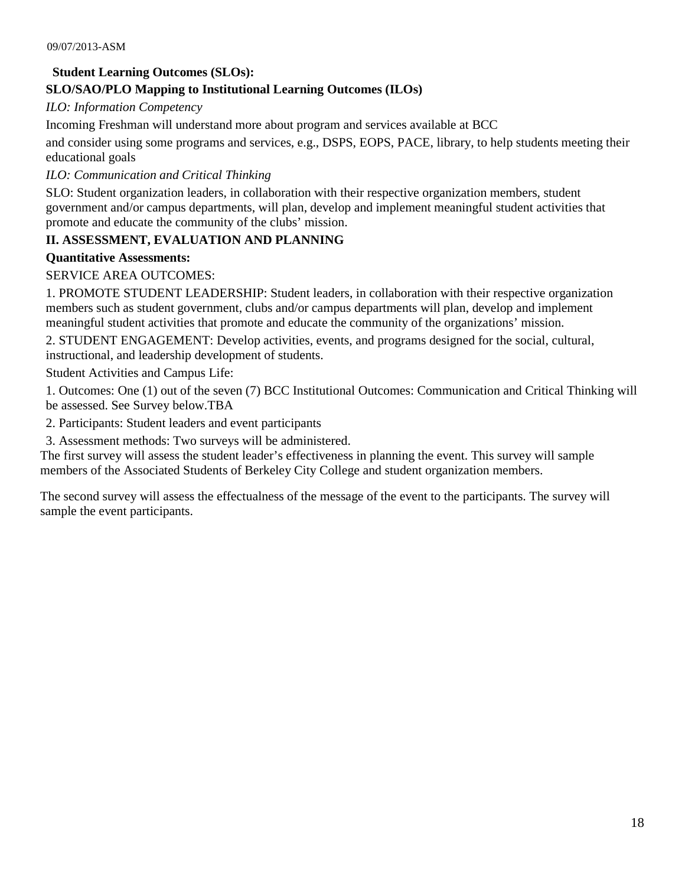**Student Learning Outcomes (SLOs):**

**SLO/SAO/PLO Mapping to Institutional Learning Outcomes (ILOs)**

*ILO: Information Competency*

Incoming Freshman will understand more about program and services available at BCC

and consider using some programs and services, e.g., DSPS, EOPS, PACE, library, to help students meeting their educational goals

*ILO: Communication and Critical Thinking*

SLO: Student organization leaders, in collaboration with their respective organization members, student government and/or campus departments, will plan, develop and implement meaningful student activities that promote and educate the community of the clubs' mission.

**II. ASSESSMENT, EVALUATION AND PLANNING**

**Quantitative Assessments:**

SERVICE AREA OUTCOMES:

1. PROMOTE STUDENT LEADERSHIP: Student leaders, in collaboration with their respective organization members such as student government, clubs and/or campus departments will plan, develop and implement meaningful student activities that promote and educate the community of the organizations' mission.

2. STUDENT ENGAGEMENT: Develop activities, events, and programs designed for the social, cultural, instructional, and leadership development of students.

Student Activities and Campus Life:

1. Outcomes: One (1) out of the seven (7) BCC Institutional Outcomes: Communication and Critical Thinking will be assessed. See Survey below.TBA

2. Participants: Student leaders and event participants

3. Assessment methods: Two surveys will be administered.

The first survey will assess the student leader's effectiveness in planning the event. This survey will sample members of the Associated Students of Berkeley City College and student organization members.

The second survey will assess the effectualness of the message of the event to the participants. The survey will sample the event participants.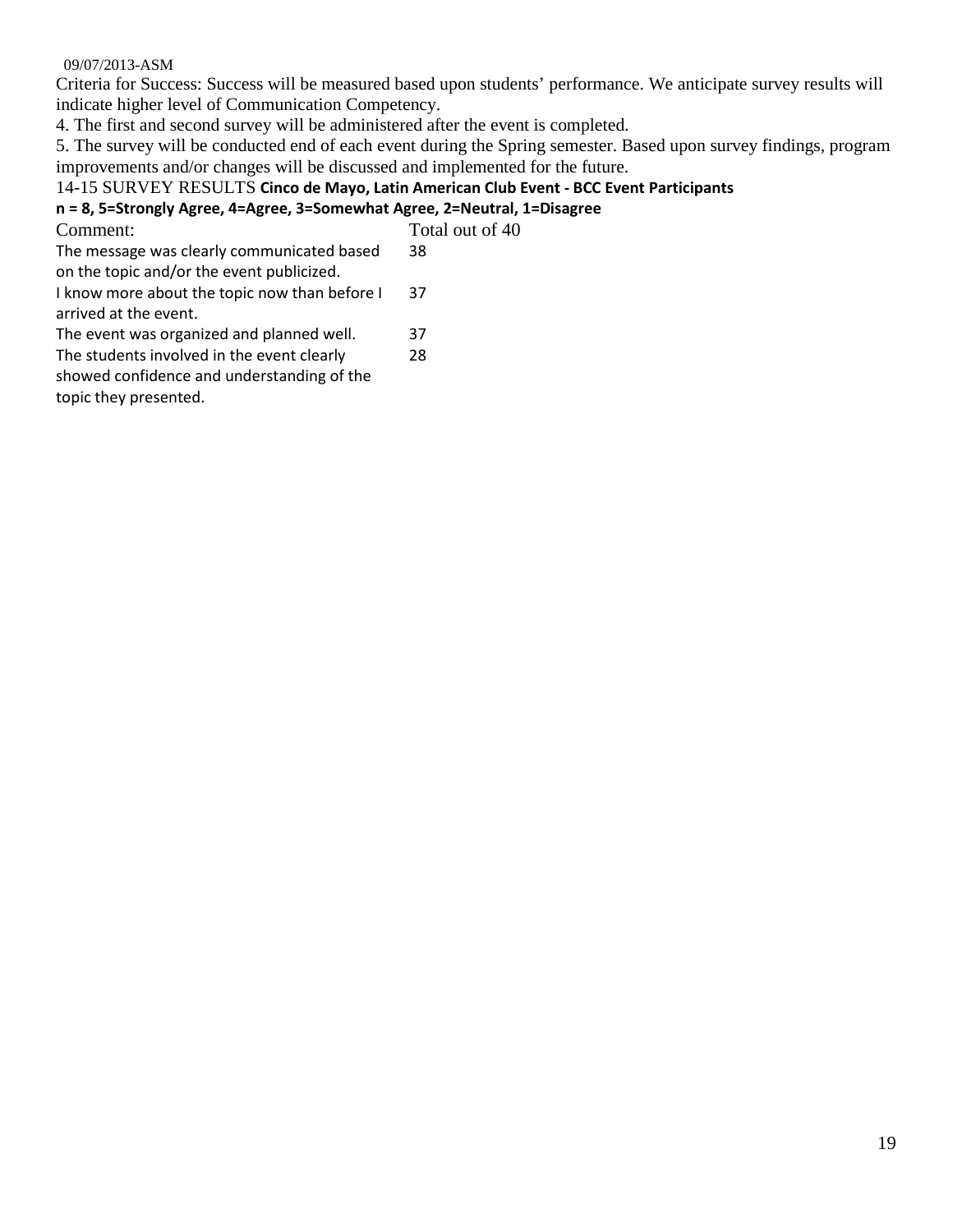09/07/2013-ASM

Criteria for Success: Success will be measured based upon students' performance. We anticipate survey results will indicate higher level of Communication Competency.

4. The first and second survey will be administered after the event is completed.

5. The survey will be conducted end of each event during the Spring semester. Based upon survey findings, program improvements and/or changes will be discussed and implemented for the future.

14-15 SURVEY RESULTS **Cinco de Mayo, Latin American Club Event - BCC Event Participants**

**n = 8, 5=Strongly Agree, 4=Agree, 3=Somewhat Agree, 2=Neutral, 1=Disagree**

| Comment: | Total out of 40 |
|---|---|
| The message was clearly communicated based on the topic and/or the event publicized. | 38 |
| I know more about the topic now than before I arrived at the event. | 37 |
| The event was organized and planned well. | 37 |
| The students involved in the event clearly showed confidence and understanding of the topic they presented. | 28 |